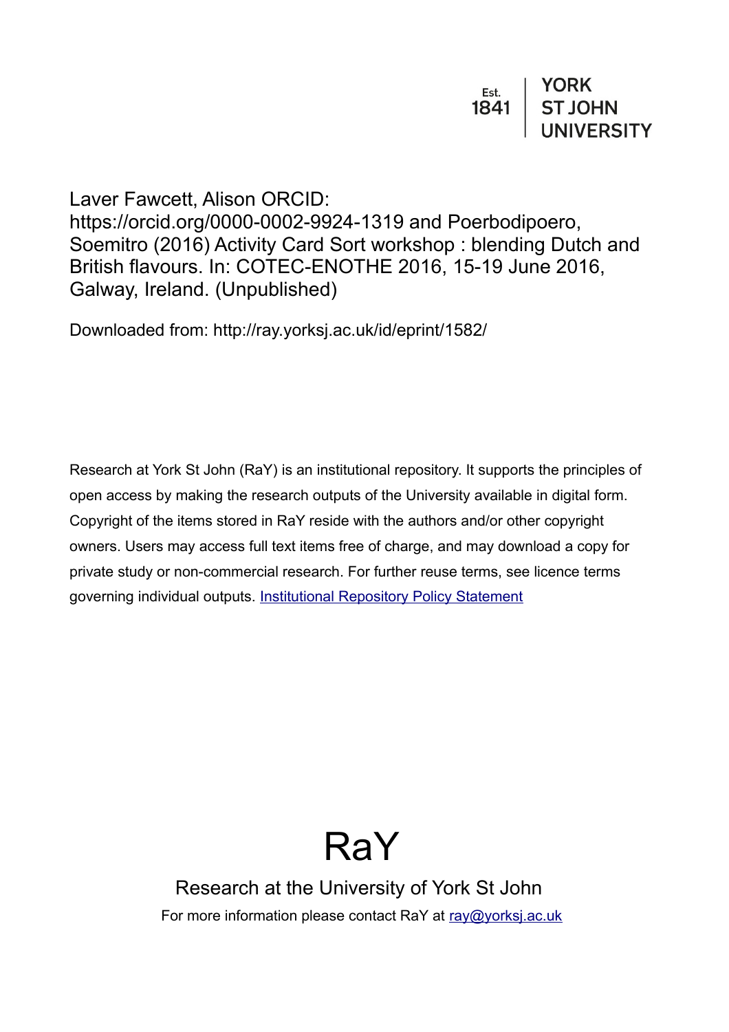Est. 1841 | YORK ST JOHN UNIVERSITY

Laver Fawcett, Alison ORCID: https://orcid.org/0000-0002-9924-1319 and Poerbodipoero, Soemitro (2016) Activity Card Sort workshop : blending Dutch and British flavours. In: COTEC-ENOTHE 2016, 15-19 June 2016, Galway, Ireland. (Unpublished)

Downloaded from: http://ray.yorksj.ac.uk/id/eprint/1582/

Research at York St John (RaY) is an institutional repository. It supports the principles of open access by making the research outputs of the University available in digital form. Copyright of the items stored in RaY reside with the authors and/or other copyright owners. Users may access full text items free of charge, and may download a copy for private study or non-commercial research. For further reuse terms, see licence terms governing individual outputs. [Institutional Repository Policy Statement](https://www.yorksj.ac.uk/ils/repository-policies/)

# RaY

Research at the University of York St John

For more information please contact RaY at [ray@yorksj.ac.uk](mailto:ray@yorksj.ac.uk)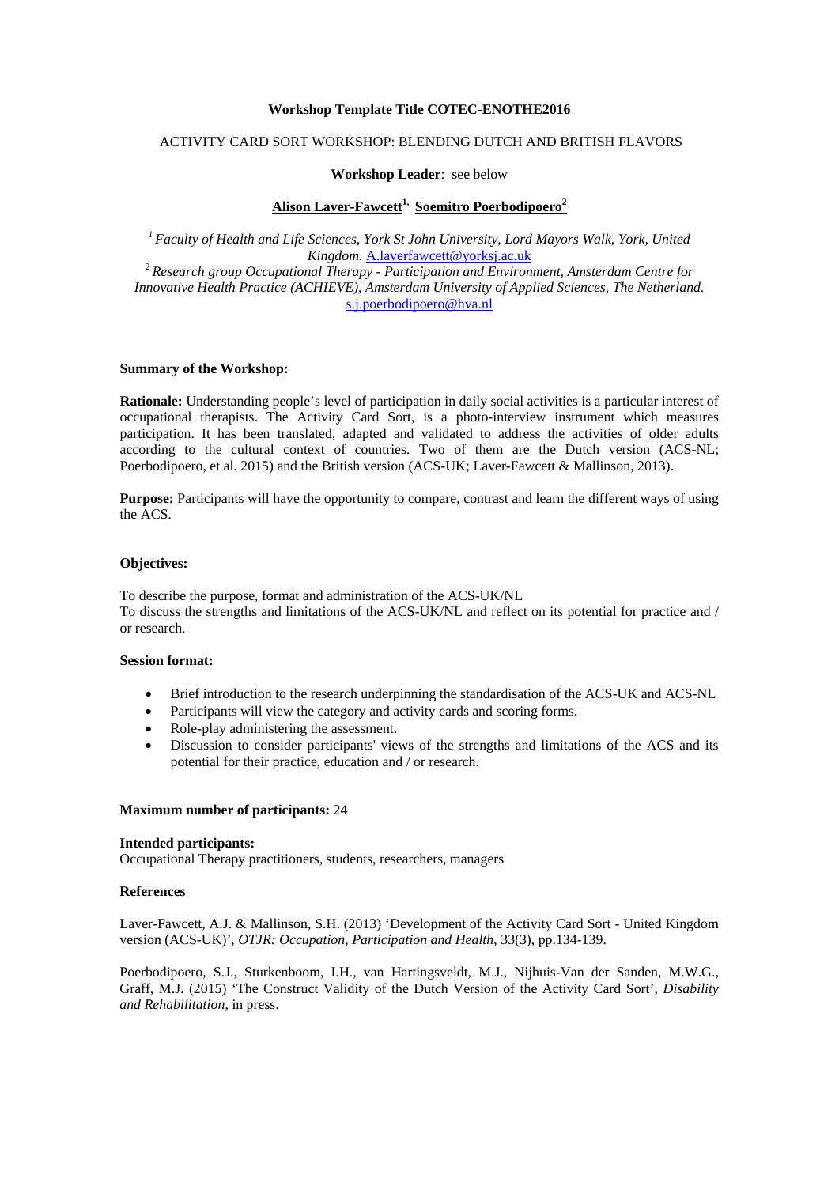**Workshop Template Title COTEC-ENOTHE2016**

ACTIVITY CARD SORT WORKSHOP: BLENDING DUTCH AND BRITISH FLAVORS

**Workshop Leader**: see below

**Alison Laver-Fawcett[1,] Soemitro Poerbodipoero[2]**

[1] *Faculty of Health and Life Sciences, York St John University, Lord Mayors Walk, York, United Kingdom.* A.laverfawcett@yorksj.ac.uk
[2] *Research group Occupational Therapy - Participation and Environment, Amsterdam Centre for Innovative Health Practice (ACHIEVE), Amsterdam University of Applied Sciences, The Netherland.* s.j.poerbodipoero@hva.nl

**Summary of the Workshop:**

**Rationale:** Understanding people's level of participation in daily social activities is a particular interest of occupational therapists. The Activity Card Sort, is a photo-interview instrument which measures participation. It has been translated, adapted and validated to address the activities of older adults according to the cultural context of countries. Two of them are the Dutch version (ACS-NL; Poerbodipoero, et al. 2015) and the British version (ACS-UK; Laver-Fawcett & Mallinson, 2013).

**Purpose:** Participants will have the opportunity to compare, contrast and learn the different ways of using the ACS.

**Objectives:**

To describe the purpose, format and administration of the ACS-UK/NL
To discuss the strengths and limitations of the ACS-UK/NL and reflect on its potential for practice and / or research.

**Session format:**

- Brief introduction to the research underpinning the standardisation of the ACS-UK and ACS-NL
- Participants will view the category and activity cards and scoring forms.
- Role-play administering the assessment.
- Discussion to consider participants' views of the strengths and limitations of the ACS and its potential for their practice, education and / or research.

**Maximum number of participants:** 24

**Intended participants:**
Occupational Therapy practitioners, students, researchers, managers

**References**

Laver-Fawcett, A.J. & Mallinson, S.H. (2013) 'Development of the Activity Card Sort - United Kingdom version (ACS-UK)', *OTJR: Occupation, Participation and Health*, 33(3), pp.134-139.

Poerbodipoero, S.J., Sturkenboom, I.H., van Hartingsveldt, M.J., Nijhuis-Van der Sanden, M.W.G., Graff, M.J. (2015) 'The Construct Validity of the Dutch Version of the Activity Card Sort', *Disability and Rehabilitation*, in press.